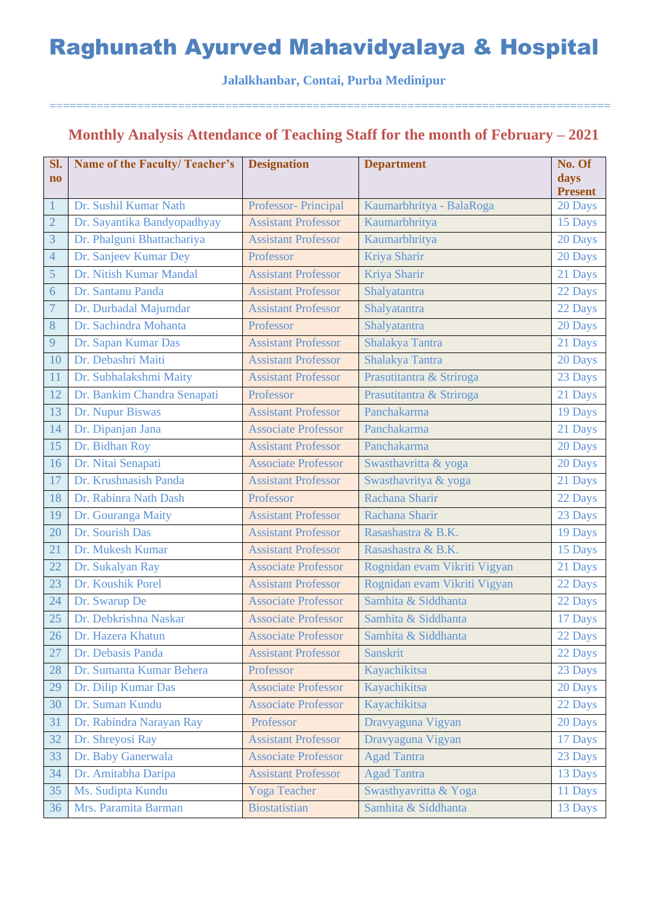# Raghunath Ayurved Mahavidyalaya & Hospital

**Jalalkhanbar, Contai, Purba Medinipur**

===============================================================================

## Monthly Analysis Attendance of Teaching Staff for the month of February – 2021

| Sl. no | Name of the Faculty/ Teacher's | Designation | Department | No. Of days Present |
|---|---|---|---|---|
| 1 | Dr. Sushil Kumar Nath | Professor- Principal | Kaumarbhritya - BalaRoga | 20 Days |
| 2 | Dr. Sayantika Bandyopadhyay | Assistant Professor | Kaumarbhritya | 15 Days |
| 3 | Dr. Phalguni Bhattachariya | Assistant Professor | Kaumarbhritya | 20 Days |
| 4 | Dr. Sanjeev Kumar Dey | Professor | Kriya Sharir | 20 Days |
| 5 | Dr. Nitish Kumar Mandal | Assistant Professor | Kriya Sharir | 21 Days |
| 6 | Dr. Santanu Panda | Assistant Professor | Shalyatantra | 22 Days |
| 7 | Dr. Durbadal Majumdar | Assistant Professor | Shalyatantra | 22 Days |
| 8 | Dr. Sachindra Mohanta | Professor | Shalyatantra | 20 Days |
| 9 | Dr. Sapan Kumar Das | Assistant Professor | Shalakya Tantra | 21 Days |
| 10 | Dr. Debashri Maiti | Assistant Professor | Shalakya Tantra | 20 Days |
| 11 | Dr. Subhalakshmi Maity | Assistant Professor | Prasutitantra & Striroga | 23 Days |
| 12 | Dr. Bankim Chandra Senapati | Professor | Prasutitantra & Striroga | 21 Days |
| 13 | Dr. Nupur Biswas | Assistant Professor | Panchakarma | 19 Days |
| 14 | Dr. Dipanjan Jana | Associate Professor | Panchakarma | 21 Days |
| 15 | Dr. Bidhan Roy | Assistant Professor | Panchakarma | 20 Days |
| 16 | Dr. Nitai Senapati | Associate Professor | Swasthavritta & yoga | 20 Days |
| 17 | Dr. Krushnasish Panda | Assistant Professor | Swasthavritya & yoga | 21 Days |
| 18 | Dr. Rabinra Nath Dash | Professor | Rachana Sharir | 22 Days |
| 19 | Dr. Gouranga Maity | Assistant Professor | Rachana Sharir | 23 Days |
| 20 | Dr. Sourish Das | Assistant Professor | Rasashastra & B.K. | 19 Days |
| 21 | Dr. Mukesh Kumar | Assistant Professor | Rasashastra & B.K. | 15 Days |
| 22 | Dr. Sukalyan Ray | Associate Professor | Rognidan evam Vikriti Vigyan | 21 Days |
| 23 | Dr. Koushik Porel | Assistant Professor | Rognidan evam Vikriti Vigyan | 22 Days |
| 24 | Dr. Swarup De | Associate Professor | Samhita & Siddhanta | 22 Days |
| 25 | Dr. Debkrishna Naskar | Associate Professor | Samhita & Siddhanta | 17 Days |
| 26 | Dr. Hazera Khatun | Associate Professor | Samhita & Siddhanta | 22 Days |
| 27 | Dr. Debasis Panda | Assistant Professor | Sanskrit | 22 Days |
| 28 | Dr. Sumanta Kumar Behera | Professor | Kayachikitsa | 23 Days |
| 29 | Dr. Dilip Kumar Das | Associate Professor | Kayachikitsa | 20 Days |
| 30 | Dr. Suman Kundu | Associate Professor | Kayachikitsa | 22 Days |
| 31 | Dr. Rabindra Narayan Ray | Professor | Dravyaguna Vigyan | 20 Days |
| 32 | Dr. Shreyosi Ray | Assistant Professor | Dravyaguna Vigyan | 17 Days |
| 33 | Dr. Baby Ganerwala | Associate Professor | Agad Tantra | 23 Days |
| 34 | Dr. Amitabha Daripa | Assistant Professor | Agad Tantra | 13 Days |
| 35 | Ms. Sudipta Kundu | Yoga Teacher | Swasthyavritta & Yoga | 11 Days |
| 36 | Mrs. Paramita Barman | Biostatistian | Samhita & Siddhanta | 13 Days |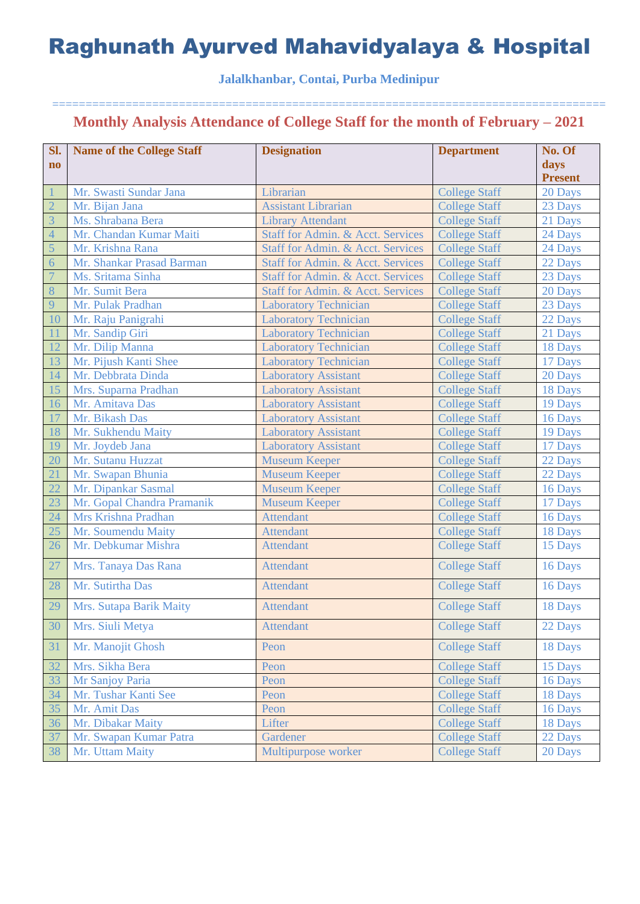# Raghunath Ayurved Mahavidyalaya & Hospital

**Jalalkhanbar, Contai, Purba Medinipur**

==================================================================================

## Monthly Analysis Attendance of College Staff for the month of February – 2021

| Sl. no | Name of the College Staff | Designation | Department | No. Of days Present |
|---|---|---|---|---|
| 1 | Mr. Swasti Sundar Jana | Librarian | College Staff | 20 Days |
| 2 | Mr. Bijan Jana | Assistant Librarian | College Staff | 23 Days |
| 3 | Ms. Shrabana Bera | Library Attendant | College Staff | 21 Days |
| 4 | Mr. Chandan Kumar Maiti | Staff for Admin. & Acct. Services | College Staff | 24 Days |
| 5 | Mr. Krishna Rana | Staff for Admin. & Acct. Services | College Staff | 24 Days |
| 6 | Mr. Shankar Prasad Barman | Staff for Admin. & Acct. Services | College Staff | 22 Days |
| 7 | Ms. Sritama Sinha | Staff for Admin. & Acct. Services | College Staff | 23 Days |
| 8 | Mr. Sumit Bera | Staff for Admin. & Acct. Services | College Staff | 20 Days |
| 9 | Mr. Pulak Pradhan | Laboratory Technician | College Staff | 23 Days |
| 10 | Mr. Raju Panigrahi | Laboratory Technician | College Staff | 22 Days |
| 11 | Mr. Sandip Giri | Laboratory Technician | College Staff | 21 Days |
| 12 | Mr. Dilip Manna | Laboratory Technician | College Staff | 18 Days |
| 13 | Mr. Pijush Kanti Shee | Laboratory Technician | College Staff | 17 Days |
| 14 | Mr. Debbrata Dinda | Laboratory Assistant | College Staff | 20 Days |
| 15 | Mrs. Suparna Pradhan | Laboratory Assistant | College Staff | 18 Days |
| 16 | Mr. Amitava Das | Laboratory Assistant | College Staff | 19 Days |
| 17 | Mr. Bikash Das | Laboratory Assistant | College Staff | 16 Days |
| 18 | Mr. Sukhendu Maity | Laboratory Assistant | College Staff | 19 Days |
| 19 | Mr. Joydeb Jana | Laboratory Assistant | College Staff | 17 Days |
| 20 | Mr. Sutanu Huzzat | Museum Keeper | College Staff | 22 Days |
| 21 | Mr. Swapan Bhunia | Museum Keeper | College Staff | 22 Days |
| 22 | Mr. Dipankar Sasmal | Museum Keeper | College Staff | 16 Days |
| 23 | Mr. Gopal Chandra Pramanik | Museum Keeper | College Staff | 17 Days |
| 24 | Mrs Krishna Pradhan | Attendant | College Staff | 16 Days |
| 25 | Mr. Soumendu Maity | Attendant | College Staff | 18 Days |
| 26 | Mr. Debkumar Mishra | Attendant | College Staff | 15 Days |
| 27 | Mrs. Tanaya Das Rana | Attendant | College Staff | 16 Days |
| 28 | Mr. Sutirtha Das | Attendant | College Staff | 16 Days |
| 29 | Mrs. Sutapa Barik Maity | Attendant | College Staff | 18 Days |
| 30 | Mrs. Siuli Metya | Attendant | College Staff | 22 Days |
| 31 | Mr. Manojit Ghosh | Peon | College Staff | 18 Days |
| 32 | Mrs. Sikha Bera | Peon | College Staff | 15 Days |
| 33 | Mr Sanjoy Paria | Peon | College Staff | 16 Days |
| 34 | Mr. Tushar Kanti See | Peon | College Staff | 18 Days |
| 35 | Mr. Amit Das | Peon | College Staff | 16 Days |
| 36 | Mr. Dibakar Maity | Lifter | College Staff | 18 Days |
| 37 | Mr. Swapan Kumar Patra | Gardener | College Staff | 22 Days |
| 38 | Mr. Uttam Maity | Multipurpose worker | College Staff | 20 Days |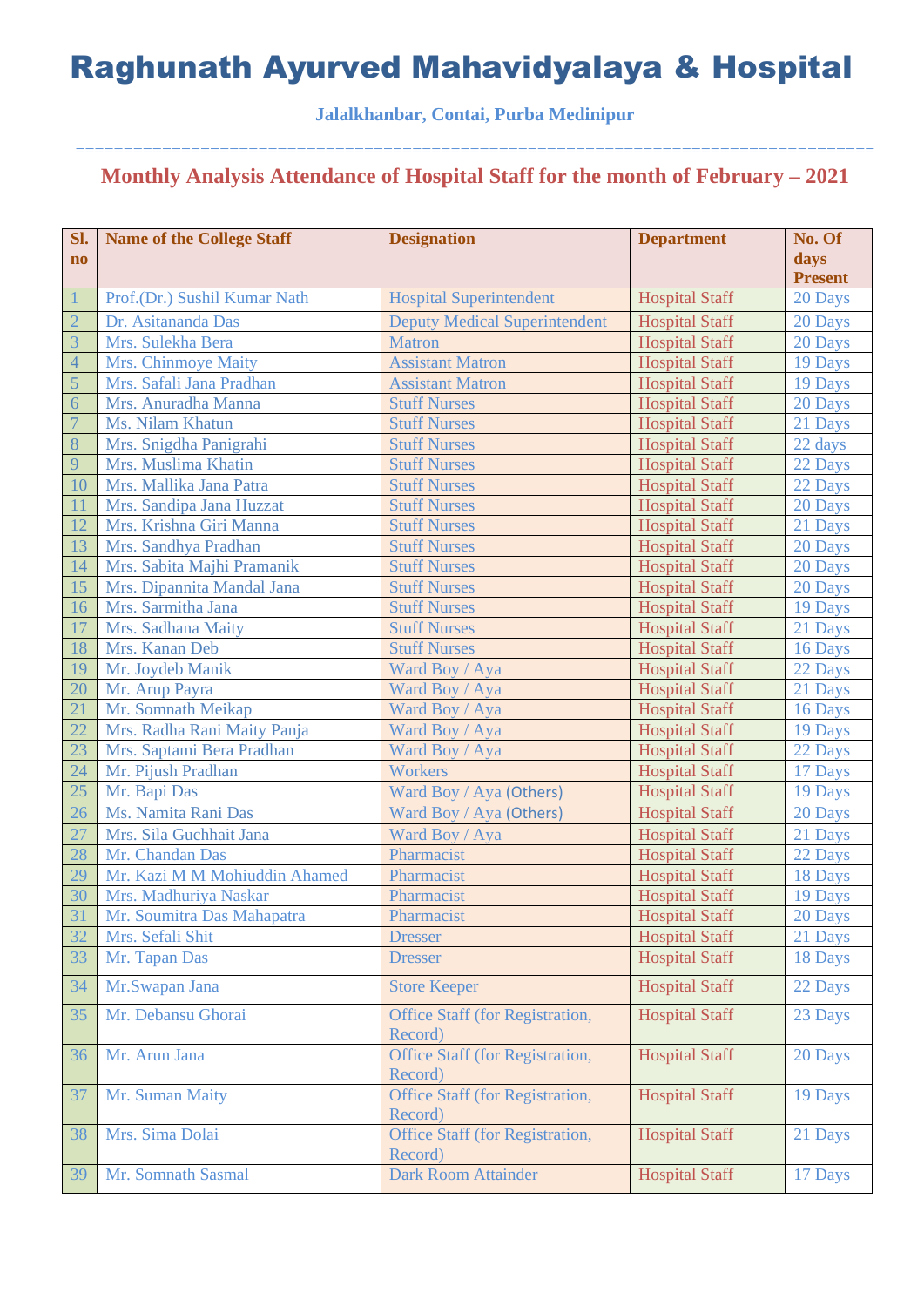# Raghunath Ayurved Mahavidyalaya & Hospital

**Jalalkhanbar, Contai, Purba Medinipur**

================================================================================

## Monthly Analysis Attendance of Hospital Staff for the month of February – 2021

| Sl. no | Name of the College Staff | Designation | Department | No. Of days Present |
|---|---|---|---|---|
| 1 | Prof.(Dr.) Sushil Kumar Nath | Hospital Superintendent | Hospital Staff | 20 Days |
| 2 | Dr. Asitananda Das | Deputy Medical Superintendent | Hospital Staff | 20 Days |
| 3 | Mrs. Sulekha Bera | Matron | Hospital Staff | 20 Days |
| 4 | Mrs. Chinmoye Maity | Assistant Matron | Hospital Staff | 19 Days |
| 5 | Mrs. Safali Jana Pradhan | Assistant Matron | Hospital Staff | 19 Days |
| 6 | Mrs. Anuradha Manna | Stuff Nurses | Hospital Staff | 20 Days |
| 7 | Ms. Nilam Khatun | Stuff Nurses | Hospital Staff | 21 Days |
| 8 | Mrs. Snigdha Panigrahi | Stuff Nurses | Hospital Staff | 22 days |
| 9 | Mrs. Muslima Khatin | Stuff Nurses | Hospital Staff | 22 Days |
| 10 | Mrs. Mallika Jana Patra | Stuff Nurses | Hospital Staff | 22 Days |
| 11 | Mrs. Sandipa Jana Huzzat | Stuff Nurses | Hospital Staff | 20 Days |
| 12 | Mrs. Krishna Giri Manna | Stuff Nurses | Hospital Staff | 21 Days |
| 13 | Mrs. Sandhya Pradhan | Stuff Nurses | Hospital Staff | 20 Days |
| 14 | Mrs. Sabita Majhi Pramanik | Stuff Nurses | Hospital Staff | 20 Days |
| 15 | Mrs. Dipannita Mandal Jana | Stuff Nurses | Hospital Staff | 20 Days |
| 16 | Mrs. Sarmitha Jana | Stuff Nurses | Hospital Staff | 19 Days |
| 17 | Mrs. Sadhana Maity | Stuff Nurses | Hospital Staff | 21 Days |
| 18 | Mrs. Kanan Deb | Stuff Nurses | Hospital Staff | 16 Days |
| 19 | Mr. Joydeb Manik | Ward Boy / Aya | Hospital Staff | 22 Days |
| 20 | Mr. Arup Payra | Ward Boy / Aya | Hospital Staff | 21 Days |
| 21 | Mr. Somnath Meikap | Ward Boy / Aya | Hospital Staff | 16 Days |
| 22 | Mrs. Radha Rani Maity Panja | Ward Boy / Aya | Hospital Staff | 19 Days |
| 23 | Mrs. Saptami Bera Pradhan | Ward Boy / Aya | Hospital Staff | 22 Days |
| 24 | Mr. Pijush Pradhan | Workers | Hospital Staff | 17 Days |
| 25 | Mr. Bapi Das | Ward Boy / Aya (Others) | Hospital Staff | 19 Days |
| 26 | Ms. Namita Rani Das | Ward Boy / Aya (Others) | Hospital Staff | 20 Days |
| 27 | Mrs. Sila Guchhait Jana | Ward Boy / Aya | Hospital Staff | 21 Days |
| 28 | Mr. Chandan Das | Pharmacist | Hospital Staff | 22 Days |
| 29 | Mr. Kazi M M Mohiuddin Ahamed | Pharmacist | Hospital Staff | 18 Days |
| 30 | Mrs. Madhuriya Naskar | Pharmacist | Hospital Staff | 19 Days |
| 31 | Mr. Soumitra Das Mahapatra | Pharmacist | Hospital Staff | 20 Days |
| 32 | Mrs. Sefali Shit | Dresser | Hospital Staff | 21 Days |
| 33 | Mr. Tapan Das | Dresser | Hospital Staff | 18 Days |
| 34 | Mr.Swapan Jana | Store Keeper | Hospital Staff | 22 Days |
| 35 | Mr. Debansu Ghorai | Office Staff (for Registration, Record) | Hospital Staff | 23 Days |
| 36 | Mr. Arun Jana | Office Staff (for Registration, Record) | Hospital Staff | 20 Days |
| 37 | Mr. Suman Maity | Office Staff (for Registration, Record) | Hospital Staff | 19 Days |
| 38 | Mrs. Sima Dolai | Office Staff (for Registration, Record) | Hospital Staff | 21 Days |
| 39 | Mr. Somnath Sasmal | Dark Room Attainder | Hospital Staff | 17 Days |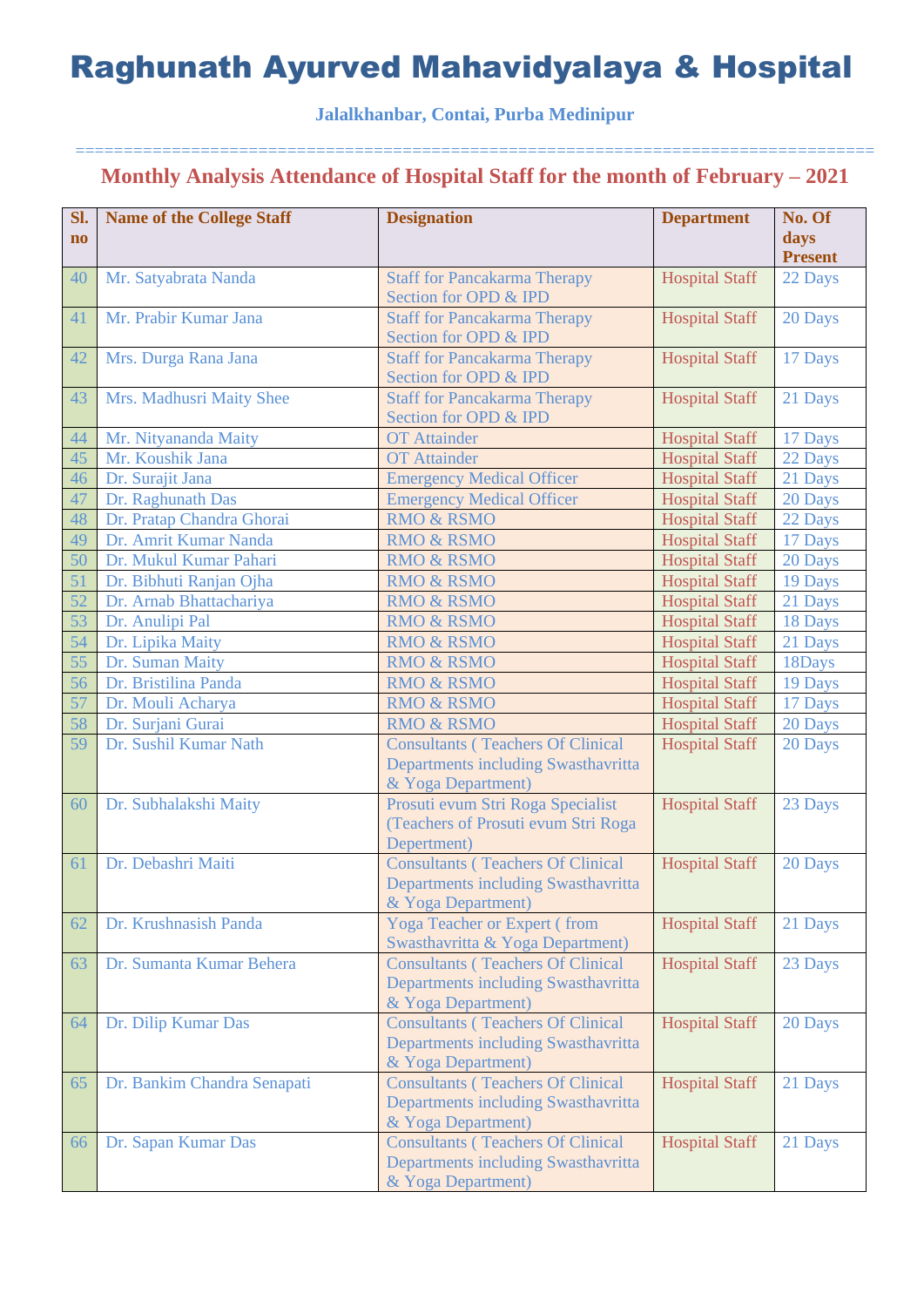# Raghunath Ayurved Mahavidyalaya & Hospital

**Jalalkhanbar, Contai, Purba Medinipur**

==========================================================================

## Monthly Analysis Attendance of Hospital Staff for the month of February – 2021

| Sl. no | Name of the College Staff | Designation | Department | No. Of days Present |
|---|---|---|---|---|
| 40 | Mr. Satyabrata Nanda | Staff for Pancakarma Therapy Section for OPD & IPD | Hospital Staff | 22 Days |
| 41 | Mr. Prabir Kumar Jana | Staff for Pancakarma Therapy Section for OPD & IPD | Hospital Staff | 20 Days |
| 42 | Mrs. Durga Rana Jana | Staff for Pancakarma Therapy Section for OPD & IPD | Hospital Staff | 17 Days |
| 43 | Mrs. Madhusri Maity Shee | Staff for Pancakarma Therapy Section for OPD & IPD | Hospital Staff | 21 Days |
| 44 | Mr. Nityananda Maity | OT Attainder | Hospital Staff | 17 Days |
| 45 | Mr. Koushik Jana | OT Attainder | Hospital Staff | 22 Days |
| 46 | Dr. Surajit Jana | Emergency Medical Officer | Hospital Staff | 21 Days |
| 47 | Dr. Raghunath Das | Emergency Medical Officer | Hospital Staff | 20 Days |
| 48 | Dr. Pratap Chandra Ghorai | RMO & RSMO | Hospital Staff | 22 Days |
| 49 | Dr. Amrit Kumar Nanda | RMO & RSMO | Hospital Staff | 17 Days |
| 50 | Dr. Mukul Kumar Pahari | RMO & RSMO | Hospital Staff | 20 Days |
| 51 | Dr. Bibhuti Ranjan Ojha | RMO & RSMO | Hospital Staff | 19 Days |
| 52 | Dr. Arnab Bhattachariya | RMO & RSMO | Hospital Staff | 21 Days |
| 53 | Dr. Anulipi Pal | RMO & RSMO | Hospital Staff | 18 Days |
| 54 | Dr. Lipika Maity | RMO & RSMO | Hospital Staff | 21 Days |
| 55 | Dr. Suman Maity | RMO & RSMO | Hospital Staff | 18Days |
| 56 | Dr. Bristilina Panda | RMO & RSMO | Hospital Staff | 19 Days |
| 57 | Dr. Mouli Acharya | RMO & RSMO | Hospital Staff | 17 Days |
| 58 | Dr. Surjani Gurai | RMO & RSMO | Hospital Staff | 20 Days |
| 59 | Dr. Sushil Kumar Nath | Consultants ( Teachers Of Clinical Departments including Swasthavritta & Yoga Department) | Hospital Staff | 20 Days |
| 60 | Dr. Subhalakshi Maity | Prosuti evum Stri Roga Specialist (Teachers of Prosuti evum Stri Roga Depertment) | Hospital Staff | 23 Days |
| 61 | Dr. Debashri Maiti | Consultants ( Teachers Of Clinical Departments including Swasthavritta & Yoga Department) | Hospital Staff | 20 Days |
| 62 | Dr. Krushnasish Panda | Yoga Teacher or Expert ( from Swasthavritta & Yoga Department) | Hospital Staff | 21 Days |
| 63 | Dr. Sumanta Kumar Behera | Consultants ( Teachers Of Clinical Departments including Swasthavritta & Yoga Department) | Hospital Staff | 23 Days |
| 64 | Dr. Dilip Kumar Das | Consultants ( Teachers Of Clinical Departments including Swasthavritta & Yoga Department) | Hospital Staff | 20 Days |
| 65 | Dr. Bankim Chandra Senapati | Consultants ( Teachers Of Clinical Departments including Swasthavritta & Yoga Department) | Hospital Staff | 21 Days |
| 66 | Dr. Sapan Kumar Das | Consultants ( Teachers Of Clinical Departments including Swasthavritta & Yoga Department) | Hospital Staff | 21 Days |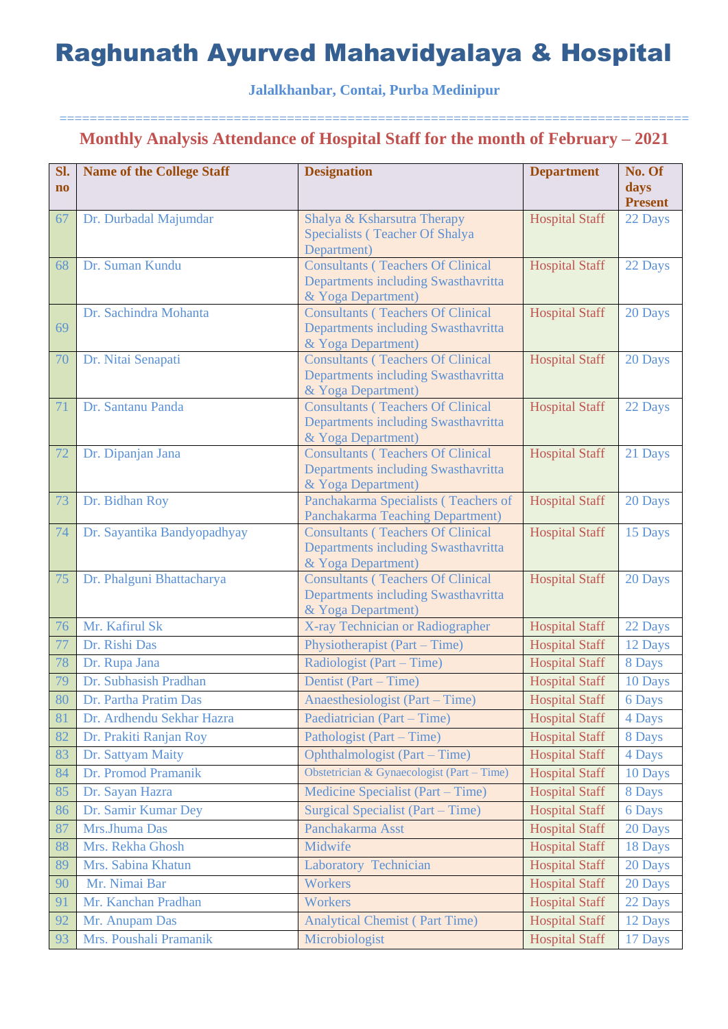# Raghunath Ayurved Mahavidyalaya & Hospital

**Jalalkhanbar, Contai, Purba Medinipur**

==================================================================================

## Monthly Analysis Attendance of Hospital Staff for the month of February – 2021

| Sl. no | Name of the College Staff | Designation | Department | No. Of days Present |
|---|---|---|---|---|
| 67 | Dr. Durbadal Majumdar | Shalya & Ksharsutra Therapy Specialists ( Teacher Of Shalya Department) | Hospital Staff | 22 Days |
| 68 | Dr. Suman Kundu | Consultants ( Teachers Of Clinical Departments including Swasthavritta & Yoga Department) | Hospital Staff | 22 Days |
| 69 | Dr. Sachindra Mohanta | Consultants ( Teachers Of Clinical Departments including Swasthavritta & Yoga Department) | Hospital Staff | 20 Days |
| 70 | Dr. Nitai Senapati | Consultants ( Teachers Of Clinical Departments including Swasthavritta & Yoga Department) | Hospital Staff | 20 Days |
| 71 | Dr. Santanu Panda | Consultants ( Teachers Of Clinical Departments including Swasthavritta & Yoga Department) | Hospital Staff | 22 Days |
| 72 | Dr. Dipanjan Jana | Consultants ( Teachers Of Clinical Departments including Swasthavritta & Yoga Department) | Hospital Staff | 21 Days |
| 73 | Dr. Bidhan Roy | Panchakarma Specialists ( Teachers of Panchakarma Teaching Department) | Hospital Staff | 20 Days |
| 74 | Dr. Sayantika Bandyopadhyay | Consultants ( Teachers Of Clinical Departments including Swasthavritta & Yoga Department) | Hospital Staff | 15 Days |
| 75 | Dr. Phalguni Bhattacharya | Consultants ( Teachers Of Clinical Departments including Swasthavritta & Yoga Department) | Hospital Staff | 20 Days |
| 76 | Mr. Kafirul Sk | X-ray Technician or Radiographer | Hospital Staff | 22 Days |
| 77 | Dr. Rishi Das | Physiotherapist (Part – Time) | Hospital Staff | 12 Days |
| 78 | Dr. Rupa Jana | Radiologist (Part – Time) | Hospital Staff | 8 Days |
| 79 | Dr. Subhasish Pradhan | Dentist (Part – Time) | Hospital Staff | 10 Days |
| 80 | Dr. Partha Pratim Das | Anaesthesiologist (Part – Time) | Hospital Staff | 6 Days |
| 81 | Dr. Ardhendu Sekhar Hazra | Paediatrician (Part – Time) | Hospital Staff | 4 Days |
| 82 | Dr. Prakiti Ranjan Roy | Pathologist (Part – Time) | Hospital Staff | 8 Days |
| 83 | Dr. Sattyam Maity | Ophthalmologist (Part – Time) | Hospital Staff | 4 Days |
| 84 | Dr. Promod Pramanik | Obstetrician & Gynaecologist (Part – Time) | Hospital Staff | 10 Days |
| 85 | Dr. Sayan Hazra | Medicine Specialist (Part – Time) | Hospital Staff | 8 Days |
| 86 | Dr. Samir Kumar Dey | Surgical Specialist (Part – Time) | Hospital Staff | 6 Days |
| 87 | Mrs.Jhuma Das | Panchakarma Asst | Hospital Staff | 20 Days |
| 88 | Mrs. Rekha Ghosh | Midwife | Hospital Staff | 18 Days |
| 89 | Mrs. Sabina Khatun | Laboratory Technician | Hospital Staff | 20 Days |
| 90 | Mr. Nimai Bar | Workers | Hospital Staff | 20 Days |
| 91 | Mr. Kanchan Pradhan | Workers | Hospital Staff | 22 Days |
| 92 | Mr. Anupam Das | Analytical Chemist ( Part Time) | Hospital Staff | 12 Days |
| 93 | Mrs. Poushali Pramanik | Microbiologist | Hospital Staff | 17 Days |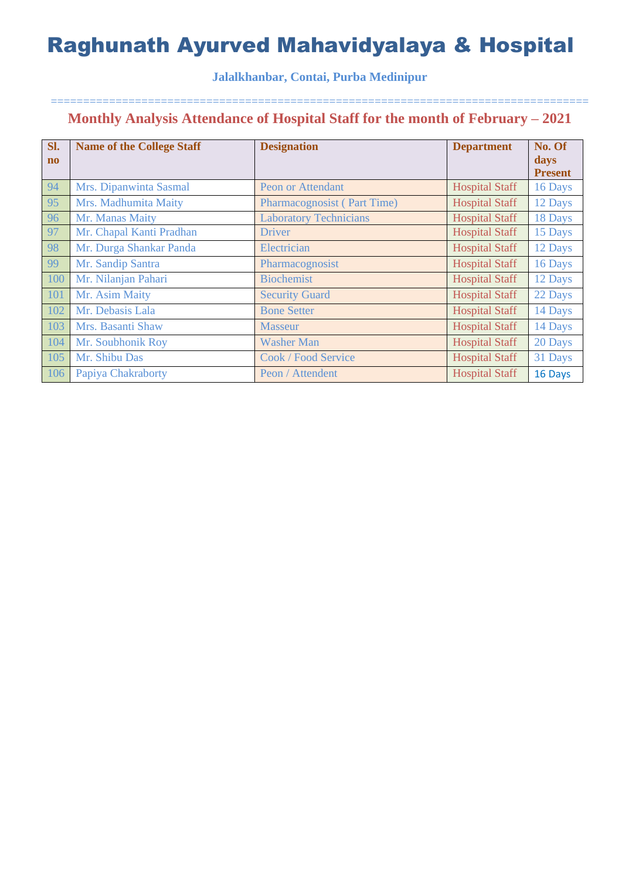# Raghunath Ayurved Mahavidyalaya & Hospital

**Jalalkhanbar, Contai, Purba Medinipur**

=====================================================================================

## Monthly Analysis Attendance of Hospital Staff for the month of February – 2021

| Sl. no | Name of the College Staff | Designation | Department | No. Of days Present |
|---|---|---|---|---|
| 94 | Mrs. Dipanwinta Sasmal | Peon or Attendant | Hospital Staff | 16 Days |
| 95 | Mrs. Madhumita Maity | Pharmacognosist ( Part Time) | Hospital Staff | 12 Days |
| 96 | Mr. Manas Maity | Laboratory Technicians | Hospital Staff | 18 Days |
| 97 | Mr. Chapal Kanti Pradhan | Driver | Hospital Staff | 15 Days |
| 98 | Mr. Durga Shankar Panda | Electrician | Hospital Staff | 12 Days |
| 99 | Mr. Sandip Santra | Pharmacognosist | Hospital Staff | 16 Days |
| 100 | Mr. Nilanjan Pahari | Biochemist | Hospital Staff | 12 Days |
| 101 | Mr. Asim Maity | Security Guard | Hospital Staff | 22 Days |
| 102 | Mr. Debasis Lala | Bone Setter | Hospital Staff | 14 Days |
| 103 | Mrs. Basanti Shaw | Masseur | Hospital Staff | 14 Days |
| 104 | Mr. Soubhonik Roy | Washer Man | Hospital Staff | 20 Days |
| 105 | Mr. Shibu Das | Cook / Food Service | Hospital Staff | 31 Days |
| 106 | Papiya Chakraborty | Peon / Attendent | Hospital Staff | 16 Days |